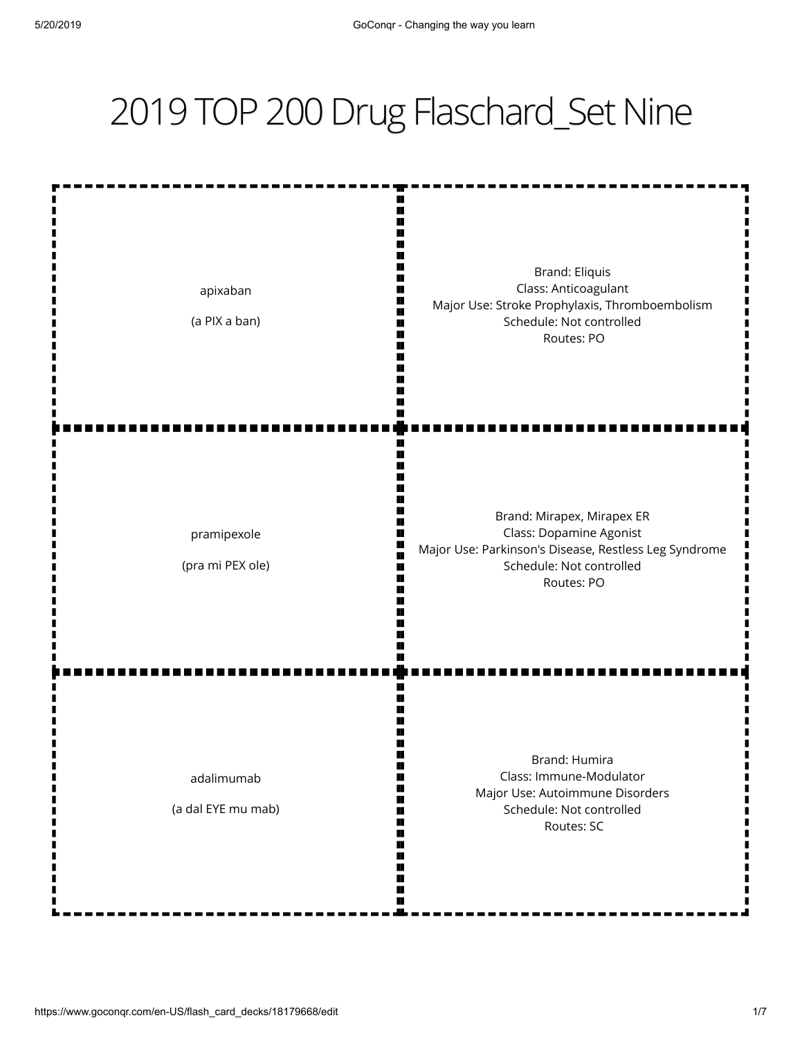# 2019 TOP 200 Drug Flaschard_Set Nine

| Front | Back |
| --- | --- |
| apixaban<br><br>(a PIX a ban) | Brand: Eliquis<br>Class: Anticoagulant<br>Major Use: Stroke Prophylaxis, Thromboembolism<br>Schedule: Not controlled<br>Routes: PO |
| pramipexole<br><br>(pra mi PEX ole) | Brand: Mirapex, Mirapex ER<br>Class: Dopamine Agonist<br>Major Use: Parkinson's Disease, Restless Leg Syndrome<br>Schedule: Not controlled<br>Routes: PO |
| adalimumab<br><br>(a dal EYE mu mab) | Brand: Humira<br>Class: Immune-Modulator<br>Major Use: Autoimmune Disorders<br>Schedule: Not controlled<br>Routes: SC |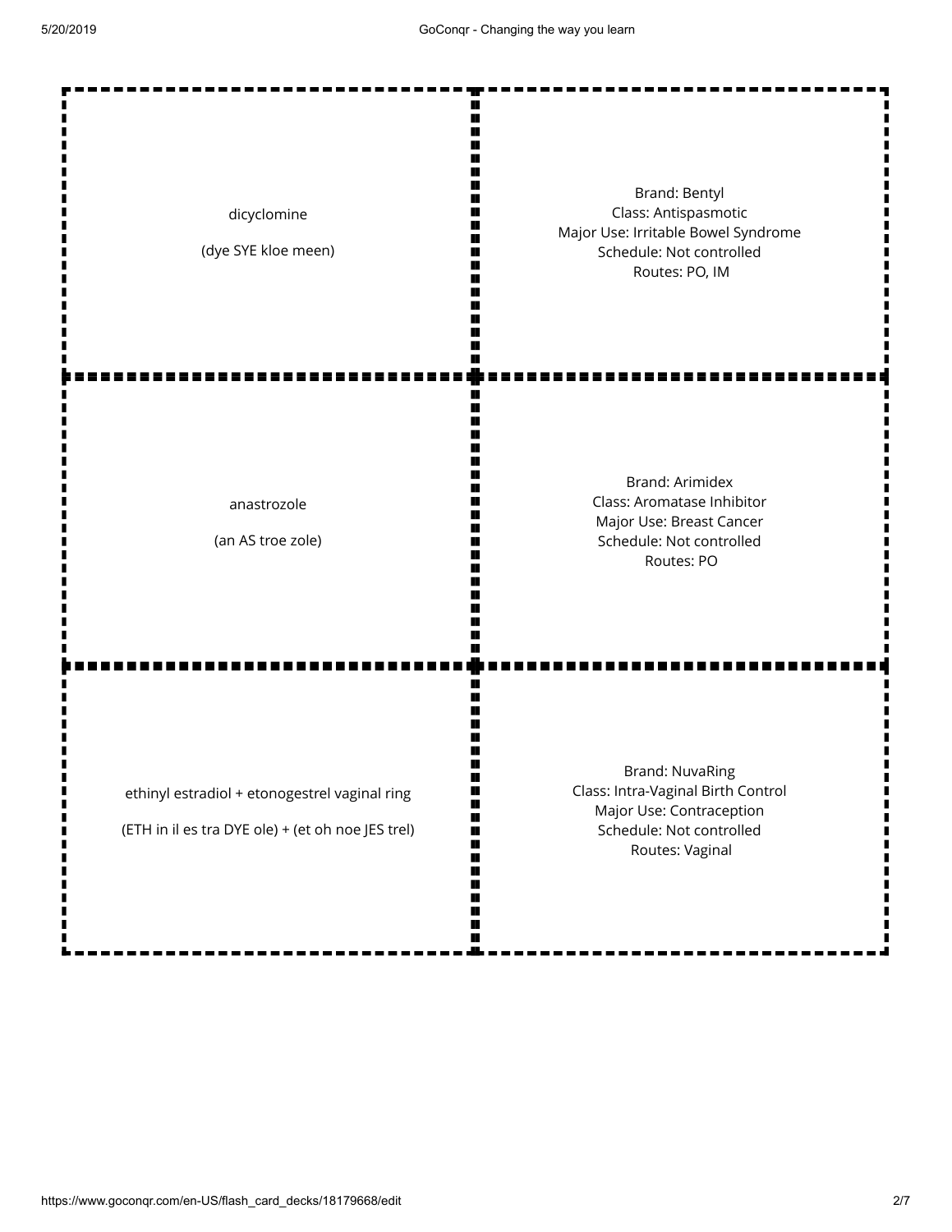| | |
|---|---|
| dicyclomine<br><br>(dye SYE kloe meen) | Brand: Bentyl<br>Class: Antispasmotic<br>Major Use: Irritable Bowel Syndrome<br>Schedule: Not controlled<br>Routes: PO, IM |
| anastrozole<br><br>(an AS troe zole) | Brand: Arimidex<br>Class: Aromatase Inhibitor<br>Major Use: Breast Cancer<br>Schedule: Not controlled<br>Routes: PO |
| ethinyl estradiol + etonogestrel vaginal ring<br><br>(ETH in il es tra DYE ole) + (et oh noe JES trel) | Brand: NuvaRing<br>Class: Intra-Vaginal Birth Control<br>Major Use: Contraception<br>Schedule: Not controlled<br>Routes: Vaginal |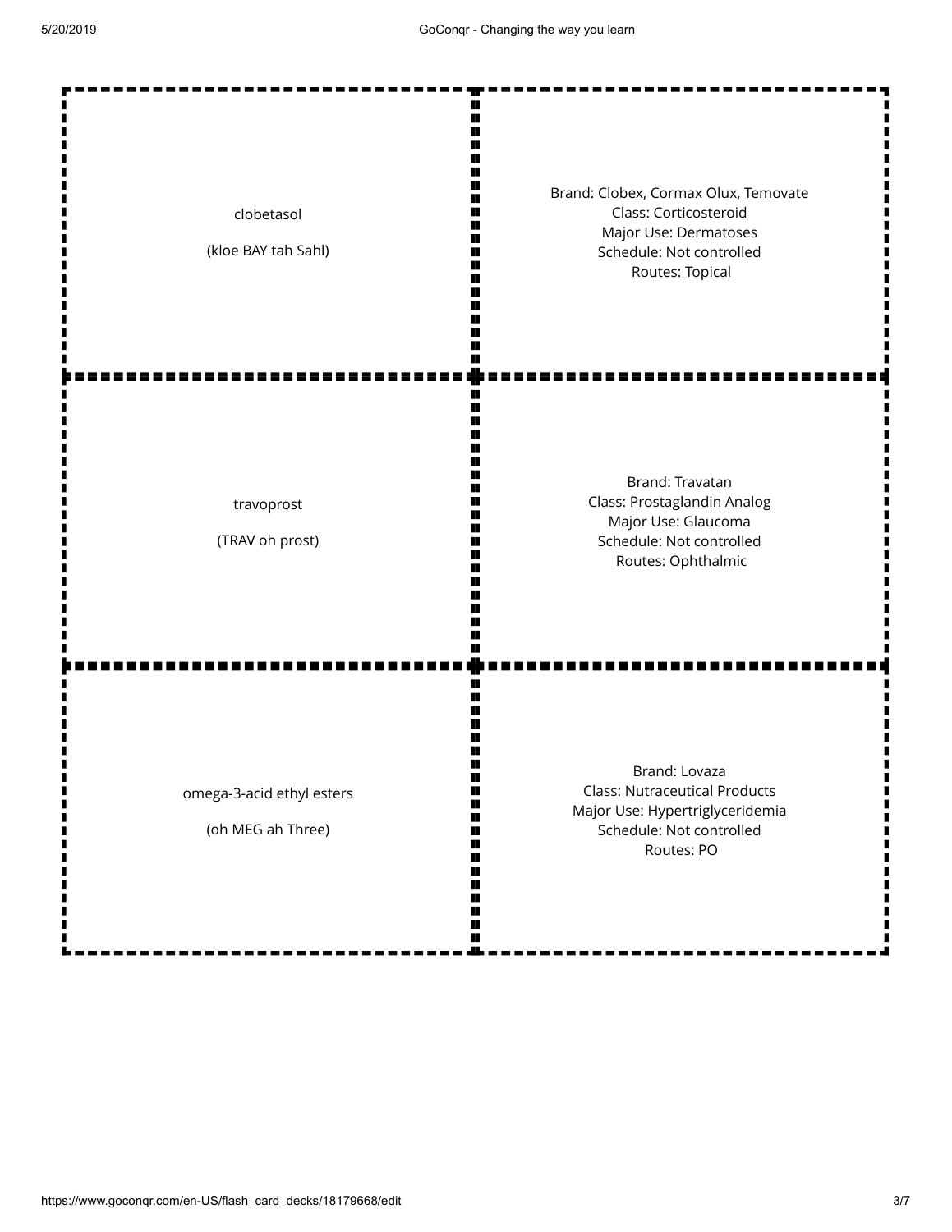| Term | Details |
| --- | --- |
| clobetasol<br><br>(kloe BAY tah Sahl) | Brand: Clobex, Cormax Olux, Temovate<br>Class: Corticosteroid<br>Major Use: Dermatoses<br>Schedule: Not controlled<br>Routes: Topical |
| travoprost<br><br>(TRAV oh prost) | Brand: Travatan<br>Class: Prostaglandin Analog<br>Major Use: Glaucoma<br>Schedule: Not controlled<br>Routes: Ophthalmic |
| omega-3-acid ethyl esters<br><br>(oh MEG ah Three) | Brand: Lovaza<br>Class: Nutraceutical Products<br>Major Use: Hypertriglyceridemia<br>Schedule: Not controlled<br>Routes: PO |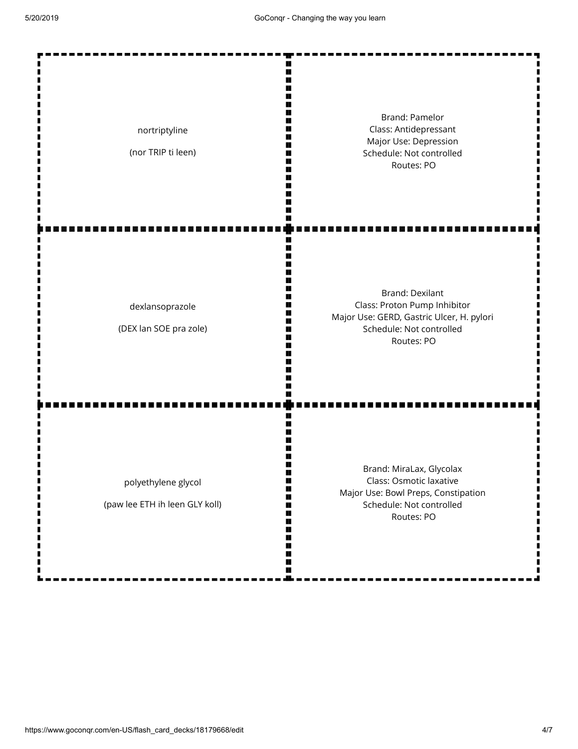| Term | Definition |
| --- | --- |
| nortriptyline<br><br>(nor TRIP ti leen) | Brand: Pamelor<br>Class: Antidepressant<br>Major Use: Depression<br>Schedule: Not controlled<br>Routes: PO |
| dexlansoprazole<br><br>(DEX lan SOE pra zole) | Brand: Dexilant<br>Class: Proton Pump Inhibitor<br>Major Use: GERD, Gastric Ulcer, H. pylori<br>Schedule: Not controlled<br>Routes: PO |
| polyethylene glycol<br><br>(paw lee ETH ih leen GLY koll) | Brand: MiraLax, Glycolax<br>Class: Osmotic laxative<br>Major Use: Bowl Preps, Constipation<br>Schedule: Not controlled<br>Routes: PO |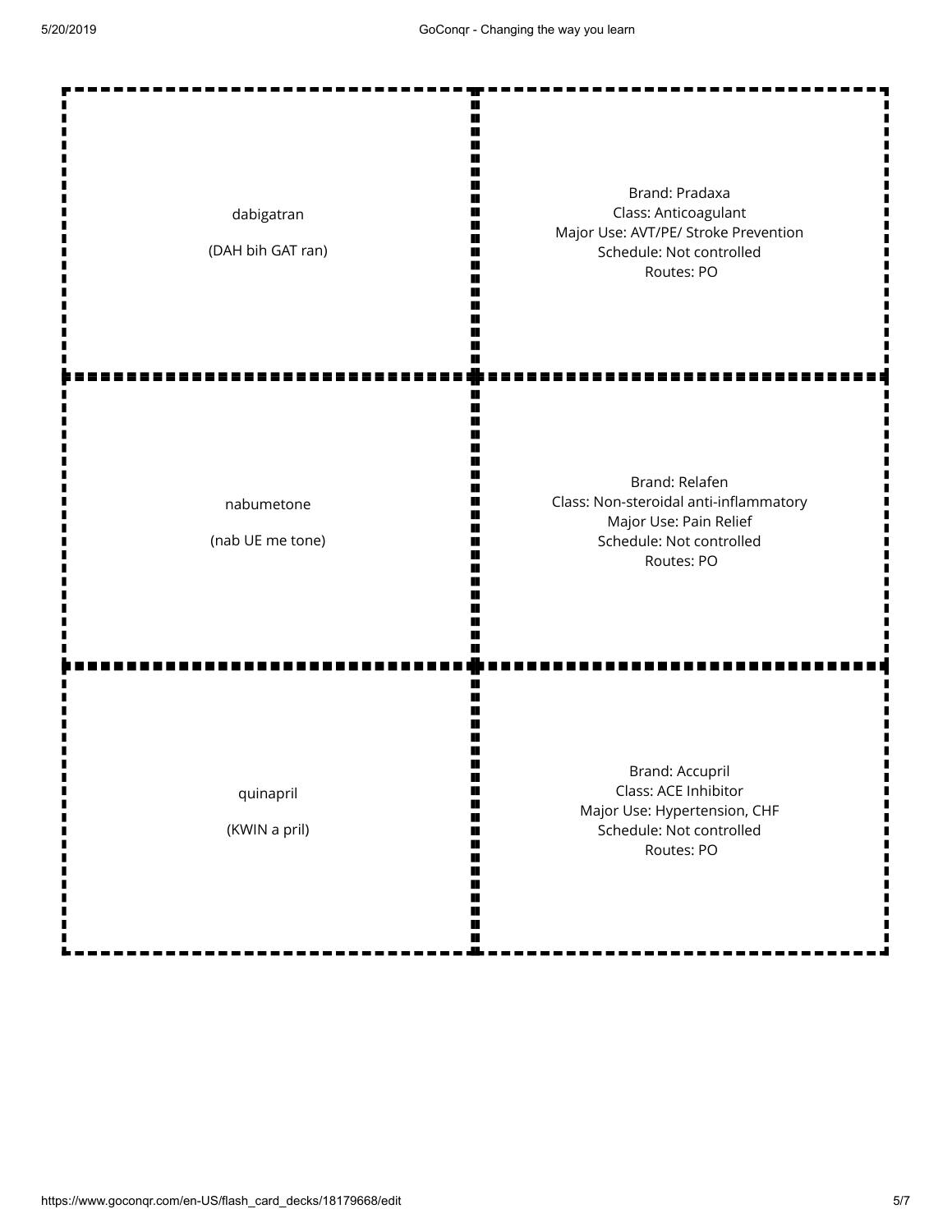| Term | Definition |
| --- | --- |
| dabigatran<br><br>(DAH bih GAT ran) | Brand: Pradaxa<br>Class: Anticoagulant<br>Major Use: AVT/PE/ Stroke Prevention<br>Schedule: Not controlled<br>Routes: PO |
| nabumetone<br><br>(nab UE me tone) | Brand: Relafen<br>Class: Non-steroidal anti-inflammatory<br>Major Use: Pain Relief<br>Schedule: Not controlled<br>Routes: PO |
| quinapril<br><br>(KWIN a pril) | Brand: Accupril<br>Class: ACE Inhibitor<br>Major Use: Hypertension, CHF<br>Schedule: Not controlled<br>Routes: PO |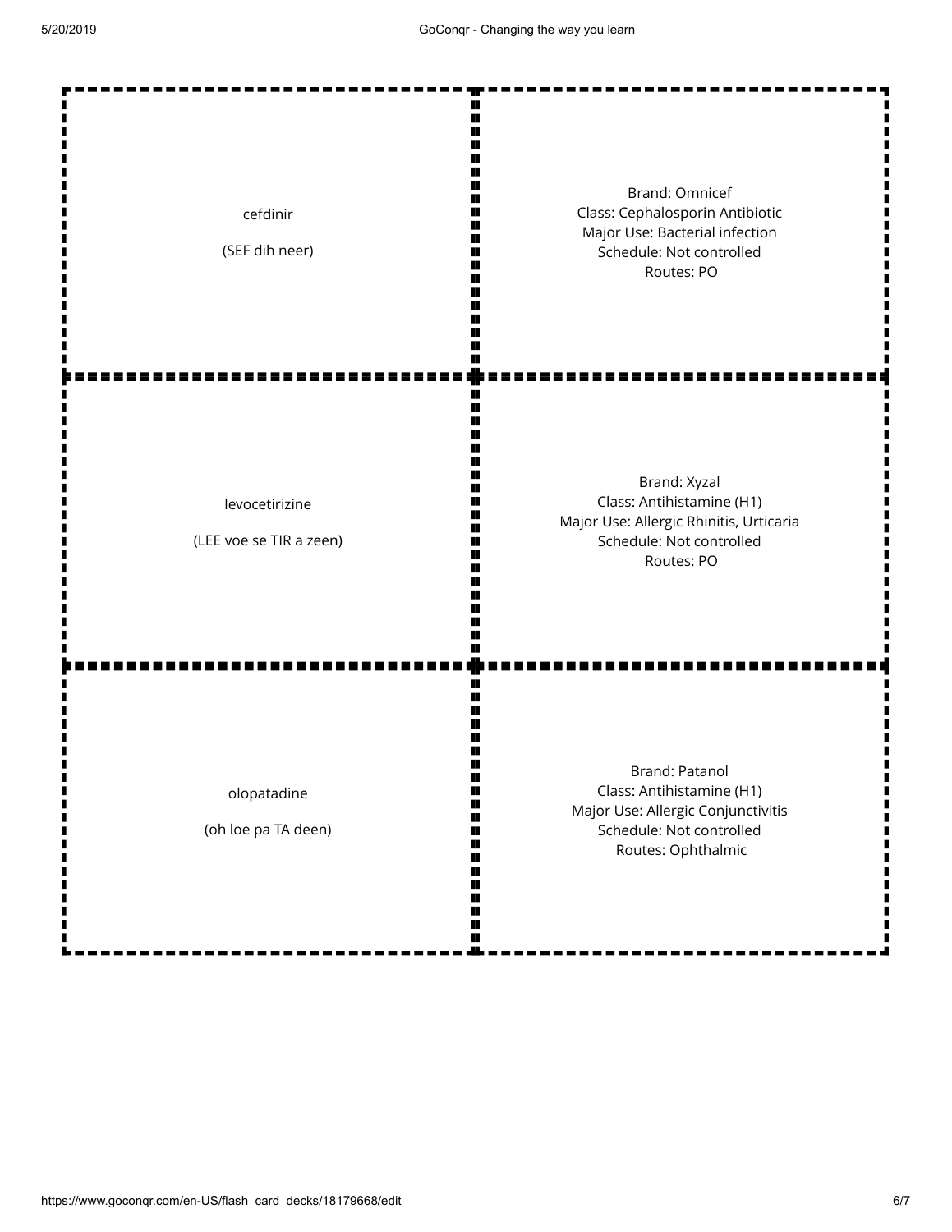| Term | Definition |
| --- | --- |
| cefdinir<br><br>(SEF dih neer) | Brand: Omnicef<br>Class: Cephalosporin Antibiotic<br>Major Use: Bacterial infection<br>Schedule: Not controlled<br>Routes: PO |
| levocetirizine<br><br>(LEE voe se TIR a zeen) | Brand: Xyzal<br>Class: Antihistamine (H1)<br>Major Use: Allergic Rhinitis, Urticaria<br>Schedule: Not controlled<br>Routes: PO |
| olopatadine<br><br>(oh loe pa TA deen) | Brand: Patanol<br>Class: Antihistamine (H1)<br>Major Use: Allergic Conjunctivitis<br>Schedule: Not controlled<br>Routes: Ophthalmic |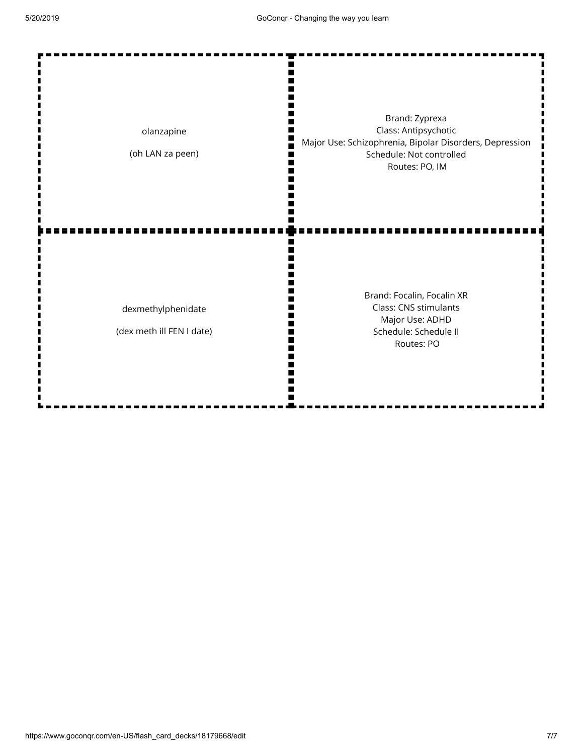| | |
| --- | --- |
| olanzapine<br><br>(oh LAN za peen) | Brand: Zyprexa<br>Class: Antipsychotic<br>Major Use: Schizophrenia, Bipolar Disorders, Depression<br>Schedule: Not controlled<br>Routes: PO, IM |
| dexmethylphenidate<br><br>(dex meth ill FEN I date) | Brand: Focalin, Focalin XR<br>Class: CNS stimulants<br>Major Use: ADHD<br>Schedule: Schedule II<br>Routes: PO |